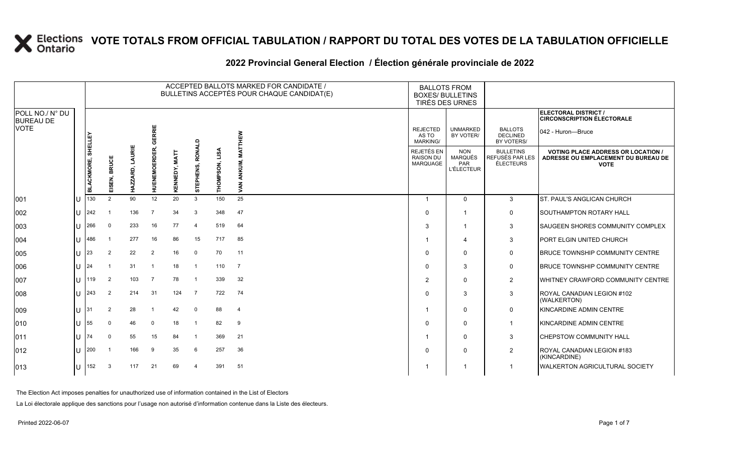# VOTE TOTALS FROM OFFICIAL TABULATION / RAPPORT DU TOTAL DES VOTES DE LA TABULATION OFFICIELLE

## 2022 Provincial General Election / Élection générale provinciale de 2022

ELECTORAL DISTRICT / CIRCONSCRIPTION ÉLECTORALE: 042 - Huron—Bruce

| POLL NO./ N° DU BUREAU DE VOTE | | ACCEPTED BALLOTS MARKED FOR CANDIDATE / BULLETINS ACCEPTÉS POUR CHAQUE CANDIDAT(E) | | | | | | | | BALLOTS FROM BOXES/ BULLETINS TIRÉS DES URNES | | | |
|---|---|---|---|---|---|---|---|---|---|---|---|---|---|
| | | BLACKMORE, SHELLEY | EISEN, BRUCE | HAZZARD, LAURIE | HUENEMOERDER, GERRIE | KENNEDY, MATT | STEPHENS, RONALD | THOMPSON, LISA | VAN ANKUM, MATTHEW | REJECTED AS TO MARKING/ REJETÉS EN RAISON DU MARQUAGE | UNMARKED BY VOTER/ NON MARQUÉS PAR L'ÉLECTEUR | BALLOTS DECLINED BY VOTERS/ BULLETINS REFUSÉS PAR LES ÉLECTEURS | VOTING PLACE ADDRESS OR LOCATION / ADRESSE OU EMPLACEMENT DU BUREAU DE VOTE |
| 001 | U | 130 | 2 | 90 | 12 | 20 | 3 | 150 | 25 | 1 | 0 | 3 | ST. PAUL'S ANGLICAN CHURCH |
| 002 | U | 242 | 1 | 136 | 7 | 34 | 3 | 348 | 47 | 0 | 1 | 0 | SOUTHAMPTON ROTARY HALL |
| 003 | U | 266 | 0 | 233 | 16 | 77 | 4 | 519 | 64 | 3 | 1 | 3 | SAUGEEN SHORES COMMUNITY COMPLEX |
| 004 | U | 486 | 1 | 277 | 16 | 86 | 15 | 717 | 85 | 1 | 4 | 3 | PORT ELGIN UNITED CHURCH |
| 005 | U | 23 | 2 | 22 | 2 | 16 | 0 | 70 | 11 | 0 | 0 | 0 | BRUCE TOWNSHIP COMMUNITY CENTRE |
| 006 | U | 24 | 1 | 31 | 1 | 18 | 1 | 110 | 7 | 0 | 3 | 0 | BRUCE TOWNSHIP COMMUNITY CENTRE |
| 007 | U | 119 | 2 | 103 | 7 | 78 | 1 | 339 | 32 | 2 | 0 | 2 | WHITNEY CRAWFORD COMMUNITY CENTRE |
| 008 | U | 243 | 2 | 214 | 31 | 124 | 7 | 722 | 74 | 0 | 3 | 3 | ROYAL CANADIAN LEGION #102 (WALKERTON) |
| 009 | U | 31 | 2 | 28 | 1 | 42 | 0 | 88 | 4 | 1 | 0 | 0 | KINCARDINE ADMIN CENTRE |
| 010 | U | 55 | 0 | 46 | 0 | 18 | 1 | 82 | 9 | 0 | 0 | 1 | KINCARDINE ADMIN CENTRE |
| 011 | U | 74 | 0 | 55 | 15 | 84 | 1 | 369 | 21 | 1 | 0 | 3 | CHEPSTOW COMMUNITY HALL |
| 012 | U | 200 | 1 | 166 | 9 | 35 | 6 | 257 | 36 | 0 | 0 | 2 | ROYAL CANADIAN LEGION #183 (KINCARDINE) |
| 013 | U | 152 | 3 | 117 | 21 | 69 | 4 | 391 | 51 | 1 | 1 | 1 | WALKERTON AGRICULTURAL SOCIETY |

The Election Act imposes penalties for unauthorized use of information contained in the List of Electors

La Loi électorale applique des sanctions pour l'usage non autorisé d'information contenue dans la Liste des électeurs.

Printed 2022-06-07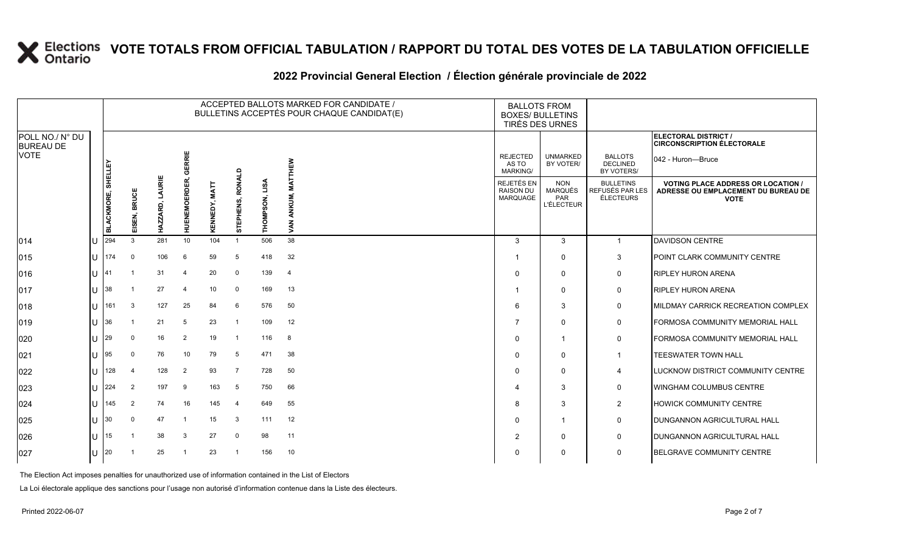# VOTE TOTALS FROM OFFICIAL TABULATION / RAPPORT DU TOTAL DES VOTES DE LA TABULATION OFFICIELLE

## 2022 Provincial General Election / Élection générale provinciale de 2022

ELECTORAL DISTRICT / CIRCONSCRIPTION ÉLECTORALE: 042 - Huron—Bruce

| POLL NO./ N° DU BUREAU DE VOTE | | ACCEPTED BALLOTS MARKED FOR CANDIDATE / BULLETINS ACCEPTÉS POUR CHAQUE CANDIDAT(E) | | | | | | | | BALLOTS FROM BOXES/ BULLETINS TIRÉS DES URNES | | | |
|---|---|---|---|---|---|---|---|---|---|---|---|---|---|
| | | BLACKMORE, SHELLEY | EISEN, BRUCE | HAZZARD, LAURIE | HUENEMOERDER, GERRIE | KENNEDY, MATT | STEPHENS, RONALD | THOMPSON, LISA | VAN ANKUM, MATTHEW | REJECTED AS TO MARKING/ REJETÉS EN RAISON DU MARQUAGE | UNMARKED BY VOTER/ NON MARQUÉS PAR L'ÉLECTEUR | BALLOTS DECLINED BY VOTERS/ BULLETINS REFUSÉS PAR LES ÉLECTEURS | VOTING PLACE ADDRESS OR LOCATION / ADRESSE OU EMPLACEMENT DU BUREAU DE VOTE |
| 014 | U | 294 | 3 | 281 | 10 | 104 | 1 | 506 | 38 | 3 | 3 | 1 | DAVIDSON CENTRE |
| 015 | U | 174 | 0 | 106 | 6 | 59 | 5 | 418 | 32 | 1 | 0 | 3 | POINT CLARK COMMUNITY CENTRE |
| 016 | U | 41 | 1 | 31 | 4 | 20 | 0 | 139 | 4 | 0 | 0 | 0 | RIPLEY HURON ARENA |
| 017 | U | 38 | 1 | 27 | 4 | 10 | 0 | 169 | 13 | 1 | 0 | 0 | RIPLEY HURON ARENA |
| 018 | U | 161 | 3 | 127 | 25 | 84 | 6 | 576 | 50 | 6 | 3 | 0 | MILDMAY CARRICK RECREATION COMPLEX |
| 019 | U | 36 | 1 | 21 | 5 | 23 | 1 | 109 | 12 | 7 | 0 | 0 | FORMOSA COMMUNITY MEMORIAL HALL |
| 020 | U | 29 | 0 | 16 | 2 | 19 | 1 | 116 | 8 | 0 | 1 | 0 | FORMOSA COMMUNITY MEMORIAL HALL |
| 021 | U | 95 | 0 | 76 | 10 | 79 | 5 | 471 | 38 | 0 | 0 | 1 | TEESWATER TOWN HALL |
| 022 | U | 128 | 4 | 128 | 2 | 93 | 7 | 728 | 50 | 0 | 0 | 4 | LUCKNOW DISTRICT COMMUNITY CENTRE |
| 023 | U | 224 | 2 | 197 | 9 | 163 | 5 | 750 | 66 | 4 | 3 | 0 | WINGHAM COLUMBUS CENTRE |
| 024 | U | 145 | 2 | 74 | 16 | 145 | 4 | 649 | 55 | 8 | 3 | 2 | HOWICK COMMUNITY CENTRE |
| 025 | U | 30 | 0 | 47 | 1 | 15 | 3 | 111 | 12 | 0 | 1 | 0 | DUNGANNON AGRICULTURAL HALL |
| 026 | U | 15 | 1 | 38 | 3 | 27 | 0 | 98 | 11 | 2 | 0 | 0 | DUNGANNON AGRICULTURAL HALL |
| 027 | U | 20 | 1 | 25 | 1 | 23 | 1 | 156 | 10 | 0 | 0 | 0 | BELGRAVE COMMUNITY CENTRE |

The Election Act imposes penalties for unauthorized use of information contained in the List of Electors

La Loi électorale applique des sanctions pour l'usage non autorisé d'information contenue dans la Liste des électeurs.

Printed 2022-06-07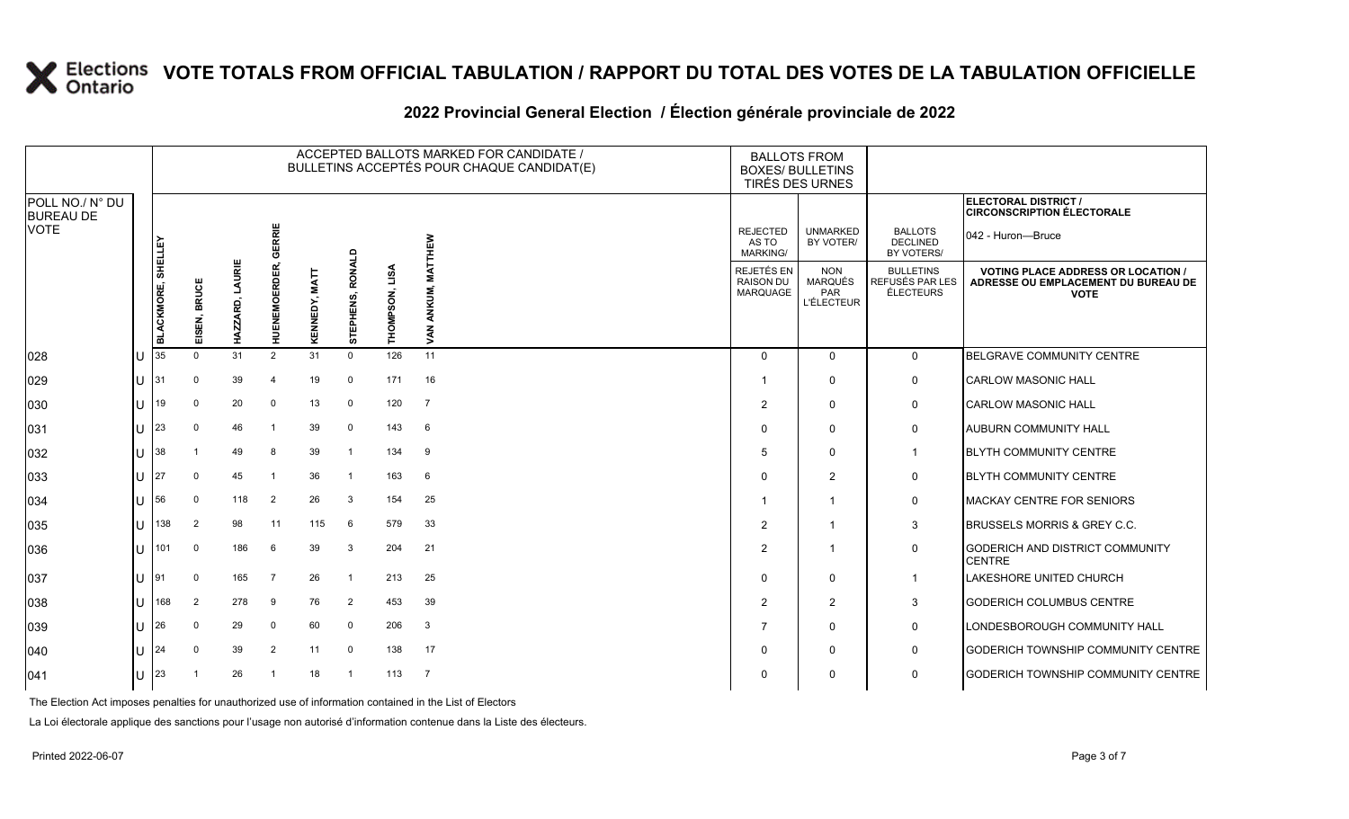# VOTE TOTALS FROM OFFICIAL TABULATION / RAPPORT DU TOTAL DES VOTES DE LA TABULATION OFFICIELLE

## 2022 Provincial General Election / Élection générale provinciale de 2022

ELECTORAL DISTRICT / CIRCONSCRIPTION ÉLECTORALE: 042 - Huron—Bruce

| POLL NO./ N° DU BUREAU DE VOTE | | ACCEPTED BALLOTS MARKED FOR CANDIDATE / BULLETINS ACCEPTÉS POUR CHAQUE CANDIDAT(E) | | | | | | | | BALLOTS FROM BOXES/ BULLETINS TIRÉS DES URNES | | | |
|---|---|---|---|---|---|---|---|---|---|---|---|---|---|
| | | BLACKMORE, SHELLEY | EISEN, BRUCE | HAZZARD, LAURIE | HUENEMOERDER, GERRIE | KENNEDY, MATT | STEPHENS, RONALD | THOMPSON, LISA | VAN ANKUM, MATTHEW | REJECTED AS TO MARKING/ REJETÉS EN RAISON DU MARQUAGE | UNMARKED BY VOTER/ NON MARQUÉS PAR L'ÉLECTEUR | BALLOTS DECLINED BY VOTERS/ BULLETINS REFUSÉS PAR LES ÉLECTEURS | VOTING PLACE ADDRESS OR LOCATION / ADRESSE OU EMPLACEMENT DU BUREAU DE VOTE |
| 028 | U | 35 | 0 | 31 | 2 | 31 | 0 | 126 | 11 | 0 | 0 | 0 | BELGRAVE COMMUNITY CENTRE |
| 029 | U | 31 | 0 | 39 | 4 | 19 | 0 | 171 | 16 | 1 | 0 | 0 | CARLOW MASONIC HALL |
| 030 | U | 19 | 0 | 20 | 0 | 13 | 0 | 120 | 7 | 2 | 0 | 0 | CARLOW MASONIC HALL |
| 031 | U | 23 | 0 | 46 | 1 | 39 | 0 | 143 | 6 | 0 | 0 | 0 | AUBURN COMMUNITY HALL |
| 032 | U | 38 | 1 | 49 | 8 | 39 | 1 | 134 | 9 | 5 | 0 | 1 | BLYTH COMMUNITY CENTRE |
| 033 | U | 27 | 0 | 45 | 1 | 36 | 1 | 163 | 6 | 0 | 2 | 0 | BLYTH COMMUNITY CENTRE |
| 034 | U | 56 | 0 | 118 | 2 | 26 | 3 | 154 | 25 | 1 | 1 | 0 | MACKAY CENTRE FOR SENIORS |
| 035 | U | 138 | 2 | 98 | 11 | 115 | 6 | 579 | 33 | 2 | 1 | 3 | BRUSSELS MORRIS & GREY C.C. |
| 036 | U | 101 | 0 | 186 | 6 | 39 | 3 | 204 | 21 | 2 | 1 | 0 | GODERICH AND DISTRICT COMMUNITY CENTRE |
| 037 | U | 91 | 0 | 165 | 7 | 26 | 1 | 213 | 25 | 0 | 0 | 1 | LAKESHORE UNITED CHURCH |
| 038 | U | 168 | 2 | 278 | 9 | 76 | 2 | 453 | 39 | 2 | 2 | 3 | GODERICH COLUMBUS CENTRE |
| 039 | U | 26 | 0 | 29 | 0 | 60 | 0 | 206 | 3 | 7 | 0 | 0 | LONDESBOROUGH COMMUNITY HALL |
| 040 | U | 24 | 0 | 39 | 2 | 11 | 0 | 138 | 17 | 0 | 0 | 0 | GODERICH TOWNSHIP COMMUNITY CENTRE |
| 041 | U | 23 | 1 | 26 | 1 | 18 | 1 | 113 | 7 | 0 | 0 | 0 | GODERICH TOWNSHIP COMMUNITY CENTRE |

The Election Act imposes penalties for unauthorized use of information contained in the List of Electors

La Loi électorale applique des sanctions pour l'usage non autorisé d'information contenue dans la Liste des électeurs.

Printed 2022-06-07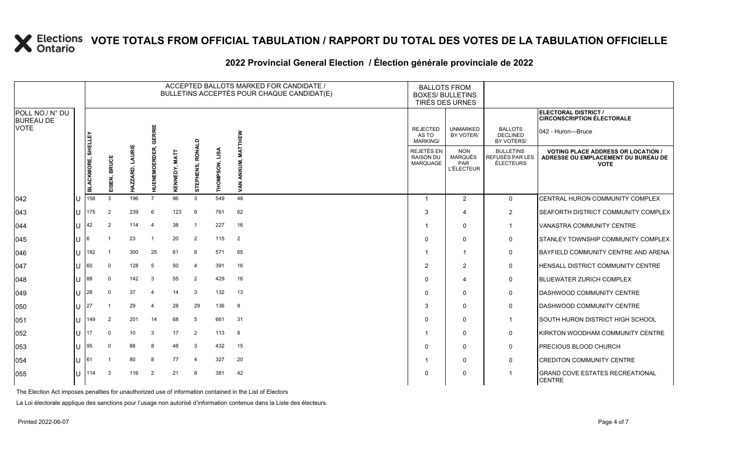# VOTE TOTALS FROM OFFICIAL TABULATION / RAPPORT DU TOTAL DES VOTES DE LA TABULATION OFFICIELLE

## 2022 Provincial General Election / Élection générale provinciale de 2022

ELECTORAL DISTRICT / CIRCONSCRIPTION ÉLECTORALE: 042 - Huron—Bruce

| POLL NO./ N° DU BUREAU DE VOTE | | ACCEPTED BALLOTS MARKED FOR CANDIDATE / BULLETINS ACCEPTÉS POUR CHAQUE CANDIDAT(E) | | | | | | | | BALLOTS FROM BOXES/ BULLETINS TIRÉS DES URNES | | | |
|---|---|---|---|---|---|---|---|---|---|---|---|---|---|
| | | BLACKMORE, SHELLEY | EISEN, BRUCE | HAZZARD, LAURIE | HUENEMOERDER, GERRIE | KENNEDY, MATT | STEPHENS, RONALD | THOMPSON, LISA | VAN ANKUM, MATTHEW | REJECTED AS TO MARKING/ REJETÉS EN RAISON DU MARQUAGE | UNMARKED BY VOTER/ NON MARQUÉS PAR L'ÉLECTEUR | BALLOTS DECLINED BY VOTERS/ BULLETINS REFUSÉS PAR LES ÉLECTEURS | VOTING PLACE ADDRESS OR LOCATION / ADRESSE OU EMPLACEMENT DU BUREAU DE VOTE |
| 042 | U | 158 | 3 | 196 | 7 | 96 | 3 | 549 | 48 | 1 | 2 | 0 | CENTRAL HURON COMMUNITY COMPLEX |
| 043 | U | 175 | 2 | 239 | 6 | 123 | 6 | 761 | 62 | 3 | 4 | 2 | SEAFORTH DISTRICT COMMUNITY COMPLEX |
| 044 | U | 42 | 2 | 114 | 4 | 38 | 1 | 227 | 16 | 1 | 0 | 1 | VANASTRA COMMUNITY CENTRE |
| 045 | U | 6 | 1 | 23 | 1 | 20 | 2 | 115 | 2 | 0 | 0 | 0 | STANLEY TOWNSHIP COMMUNITY COMPLEX |
| 046 | U | 182 | 1 | 300 | 25 | 61 | 6 | 571 | 65 | 1 | 1 | 0 | BAYFIELD COMMUNITY CENTRE AND ARENA |
| 047 | U | 60 | 0 | 128 | 5 | 50 | 4 | 391 | 16 | 2 | 2 | 0 | HENSALL DISTRICT COMMUNITY CENTRE |
| 048 | U | 88 | 0 | 142 | 3 | 55 | 2 | 429 | 16 | 0 | 4 | 0 | BLUEWATER ZURICH COMPLEX |
| 049 | U | 28 | 0 | 37 | 4 | 14 | 3 | 132 | 13 | 0 | 0 | 0 | DASHWOOD COMMUNITY CENTRE |
| 050 | U | 27 | 1 | 29 | 4 | 28 | 29 | 136 | 9 | 3 | 0 | 0 | DASHWOOD COMMUNITY CENTRE |
| 051 | U | 149 | 2 | 201 | 14 | 68 | 5 | 661 | 31 | 0 | 0 | 1 | SOUTH HURON DISTRICT HIGH SCHOOL |
| 052 | U | 17 | 0 | 10 | 3 | 17 | 2 | 113 | 8 | 1 | 0 | 0 | KIRKTON WOODHAM COMMUNITY CENTRE |
| 053 | U | 95 | 0 | 88 | 8 | 48 | 3 | 432 | 15 | 0 | 0 | 0 | PRECIOUS BLOOD CHURCH |
| 054 | U | 61 | 1 | 80 | 8 | 77 | 4 | 327 | 20 | 1 | 0 | 0 | CREDITON COMMUNITY CENTRE |
| 055 | U | 114 | 3 | 116 | 2 | 21 | 8 | 381 | 42 | 0 | 0 | 1 | GRAND COVE ESTATES RECREATIONAL CENTRE |

The Election Act imposes penalties for unauthorized use of information contained in the List of Electors

La Loi électorale applique des sanctions pour l'usage non autorisé d'information contenue dans la Liste des électeurs.

Printed 2022-06-07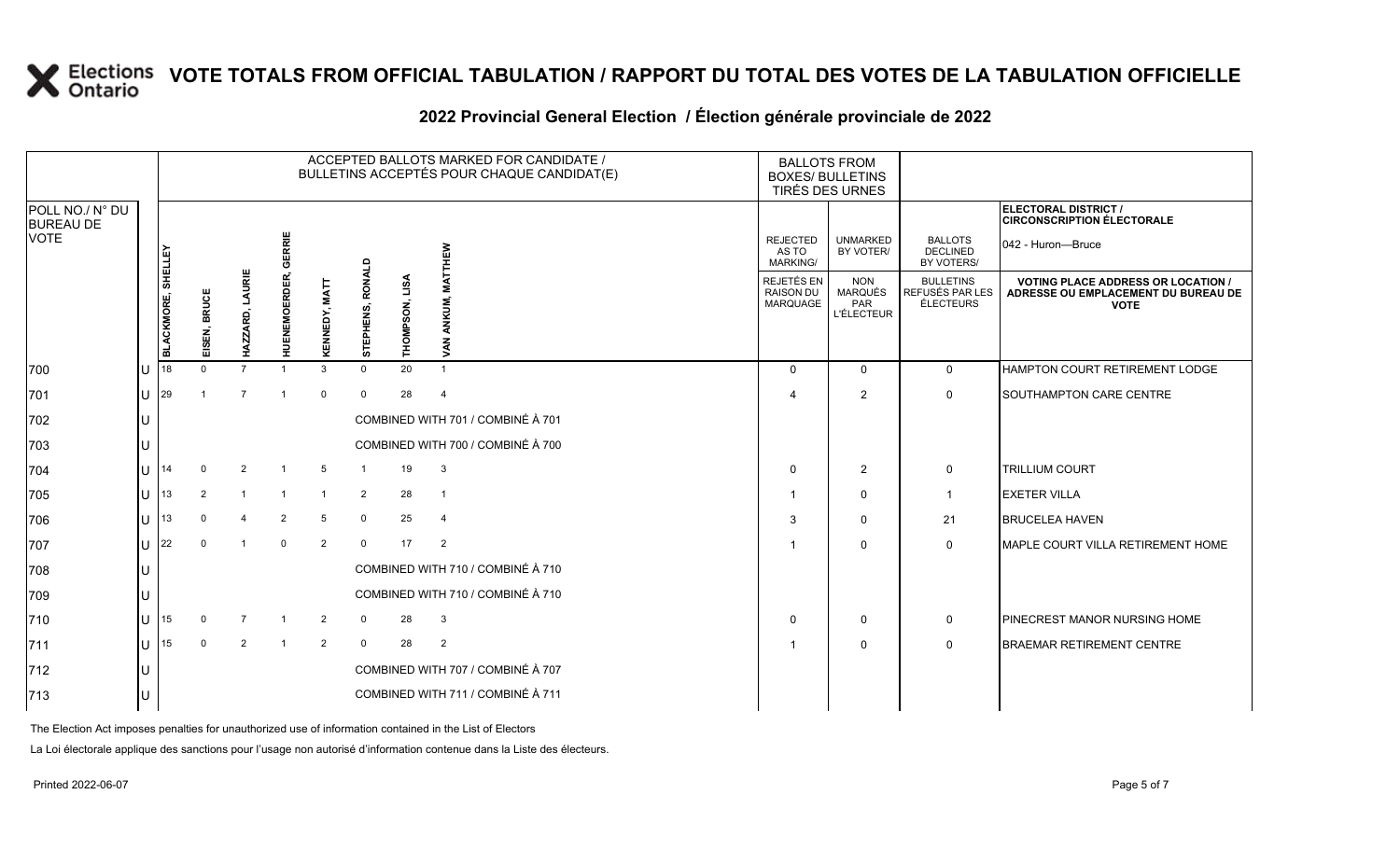# VOTE TOTALS FROM OFFICIAL TABULATION / RAPPORT DU TOTAL DES VOTES DE LA TABULATION OFFICIELLE

## 2022 Provincial General Election / Élection générale provinciale de 2022

ELECTORAL DISTRICT / CIRCONSCRIPTION ÉLECTORALE: 042 - Huron—Bruce

| POLL NO./ N° DU BUREAU DE VOTE | | ACCEPTED BALLOTS MARKED FOR CANDIDATE / BULLETINS ACCEPTÉS POUR CHAQUE CANDIDAT(E) | | | | | | | | BALLOTS FROM BOXES/ BULLETINS TIRÉS DES URNES | | | |
|---|---|---|---|---|---|---|---|---|---|---|---|---|---|
| | | BLACKMORE, SHELLEY | EISEN, BRUCE | HAZZARD, LAURIE | HUENEMOERDER, GERRIE | KENNEDY, MATT | STEPHENS, RONALD | THOMPSON, LISA | VAN ANKUM, MATTHEW | REJECTED AS TO MARKING/ REJETÉS EN RAISON DU MARQUAGE | UNMARKED BY VOTER/ NON MARQUÉS PAR L'ÉLECTEUR | BALLOTS DECLINED BY VOTERS/ BULLETINS REFUSÉS PAR LES ÉLECTEURS | VOTING PLACE ADDRESS OR LOCATION / ADRESSE OU EMPLACEMENT DU BUREAU DE VOTE |
| 700 | U | 18 | 0 | 7 | 1 | 3 | 0 | 20 | 1 | 0 | 0 | 0 | HAMPTON COURT RETIREMENT LODGE |
| 701 | U | 29 | 1 | 7 | 1 | 0 | 0 | 28 | 4 | 4 | 2 | 0 | SOUTHAMPTON CARE CENTRE |
| 702 | U | COMBINED WITH 701 / COMBINÉ À 701 | | | | | | | | | | | |
| 703 | U | COMBINED WITH 700 / COMBINÉ À 700 | | | | | | | | | | | |
| 704 | U | 14 | 0 | 2 | 1 | 5 | 1 | 19 | 3 | 0 | 2 | 0 | TRILLIUM COURT |
| 705 | U | 13 | 2 | 1 | 1 | 1 | 2 | 28 | 1 | 1 | 0 | 1 | EXETER VILLA |
| 706 | U | 13 | 0 | 4 | 2 | 5 | 0 | 25 | 4 | 3 | 0 | 21 | BRUCELEA HAVEN |
| 707 | U | 22 | 0 | 1 | 0 | 2 | 0 | 17 | 2 | 1 | 0 | 0 | MAPLE COURT VILLA RETIREMENT HOME |
| 708 | U | COMBINED WITH 710 / COMBINÉ À 710 | | | | | | | | | | | |
| 709 | U | COMBINED WITH 710 / COMBINÉ À 710 | | | | | | | | | | | |
| 710 | U | 15 | 0 | 7 | 1 | 2 | 0 | 28 | 3 | 0 | 0 | 0 | PINECREST MANOR NURSING HOME |
| 711 | U | 15 | 0 | 2 | 1 | 2 | 0 | 28 | 2 | 1 | 0 | 0 | BRAEMAR RETIREMENT CENTRE |
| 712 | U | COMBINED WITH 707 / COMBINÉ À 707 | | | | | | | | | | | |
| 713 | U | COMBINED WITH 711 / COMBINÉ À 711 | | | | | | | | | | | |

The Election Act imposes penalties for unauthorized use of information contained in the List of Electors

La Loi électorale applique des sanctions pour l'usage non autorisé d'information contenue dans la Liste des électeurs.

Printed 2022-06-07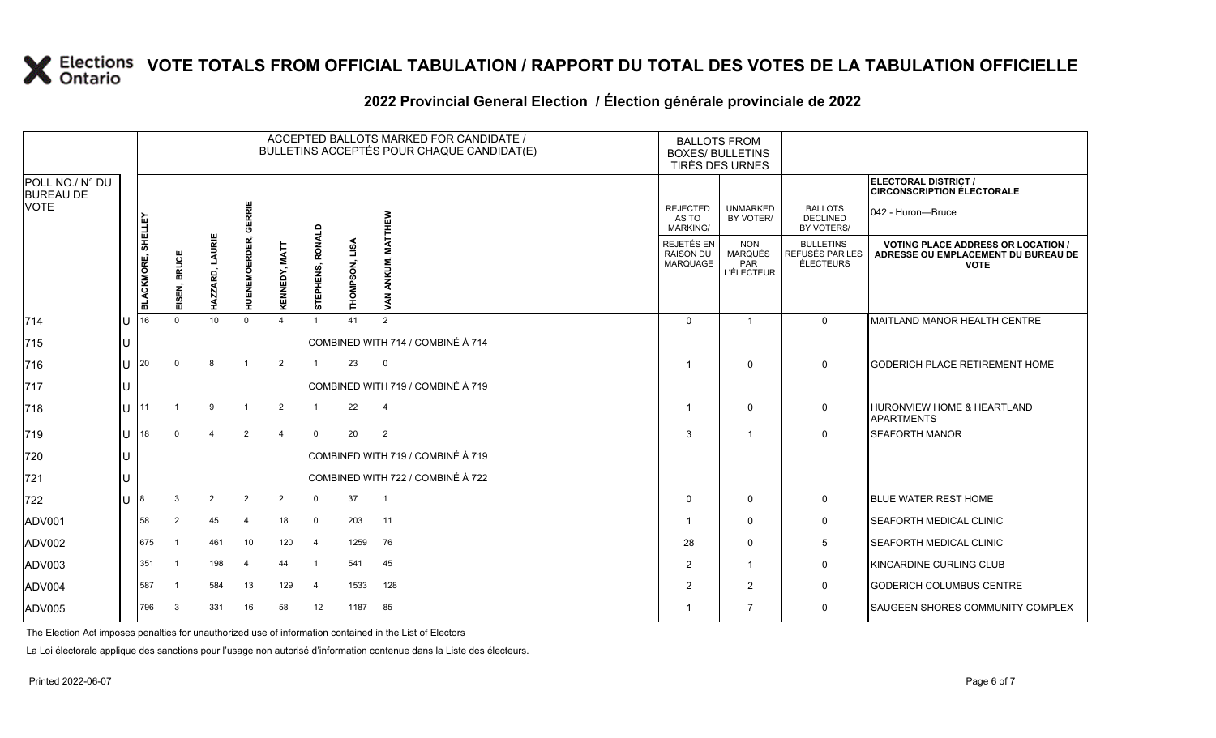# VOTE TOTALS FROM OFFICIAL TABULATION / RAPPORT DU TOTAL DES VOTES DE LA TABULATION OFFICIELLE

## 2022 Provincial General Election / Élection générale provinciale de 2022

ELECTORAL DISTRICT / CIRCONSCRIPTION ÉLECTORALE: 042 - Huron—Bruce

| POLL NO./ N° DU BUREAU DE VOTE | | ACCEPTED BALLOTS MARKED FOR CANDIDATE / BULLETINS ACCEPTÉS POUR CHAQUE CANDIDAT(E) | | | | | | | | BALLOTS FROM BOXES/ BULLETINS TIRÉS DES URNES | | | |
|---|---|---|---|---|---|---|---|---|---|---|---|---|---|
| | | BLACKMORE, SHELLEY | EISEN, BRUCE | HAZZARD, LAURIE | HUENEMOERDER, GERRIE | KENNEDY, MATT | STEPHENS, RONALD | THOMPSON, LISA | VAN ANKUM, MATTHEW | REJECTED AS TO MARKING/ REJETÉS EN RAISON DU MARQUAGE | UNMARKED BY VOTER/ NON MARQUÉS PAR L'ÉLECTEUR | BALLOTS DECLINED BY VOTERS/ BULLETINS REFUSÉS PAR LES ÉLECTEURS | VOTING PLACE ADDRESS OR LOCATION / ADRESSE OU EMPLACEMENT DU BUREAU DE VOTE |
| 714 | U | 16 | 0 | 10 | 0 | 4 | 1 | 41 | 2 | 0 | 1 | 0 | MAITLAND MANOR HEALTH CENTRE |
| 715 | U | COMBINED WITH 714 / COMBINÉ À 714 | | | | | | | | | | | |
| 716 | U | 20 | 0 | 8 | 1 | 2 | 1 | 23 | 0 | 1 | 0 | 0 | GODERICH PLACE RETIREMENT HOME |
| 717 | U | COMBINED WITH 719 / COMBINÉ À 719 | | | | | | | | | | | |
| 718 | U | 11 | 1 | 9 | 1 | 2 | 1 | 22 | 4 | 1 | 0 | 0 | HURONVIEW HOME & HEARTLAND APARTMENTS |
| 719 | U | 18 | 0 | 4 | 2 | 4 | 0 | 20 | 2 | 3 | 1 | 0 | SEAFORTH MANOR |
| 720 | U | COMBINED WITH 719 / COMBINÉ À 719 | | | | | | | | | | | |
| 721 | U | COMBINED WITH 722 / COMBINÉ À 722 | | | | | | | | | | | |
| 722 | U | 8 | 3 | 2 | 2 | 2 | 0 | 37 | 1 | 0 | 0 | 0 | BLUE WATER REST HOME |
| ADV001 | | 58 | 2 | 45 | 4 | 18 | 0 | 203 | 11 | 1 | 0 | 0 | SEAFORTH MEDICAL CLINIC |
| ADV002 | | 675 | 1 | 461 | 10 | 120 | 4 | 1259 | 76 | 28 | 0 | 5 | SEAFORTH MEDICAL CLINIC |
| ADV003 | | 351 | 1 | 198 | 4 | 44 | 1 | 541 | 45 | 2 | 1 | 0 | KINCARDINE CURLING CLUB |
| ADV004 | | 587 | 1 | 584 | 13 | 129 | 4 | 1533 | 128 | 2 | 2 | 0 | GODERICH COLUMBUS CENTRE |
| ADV005 | | 796 | 3 | 331 | 16 | 58 | 12 | 1187 | 85 | 1 | 7 | 0 | SAUGEEN SHORES COMMUNITY COMPLEX |

The Election Act imposes penalties for unauthorized use of information contained in the List of Electors

La Loi électorale applique des sanctions pour l'usage non autorisé d'information contenue dans la Liste des électeurs.

Printed 2022-06-07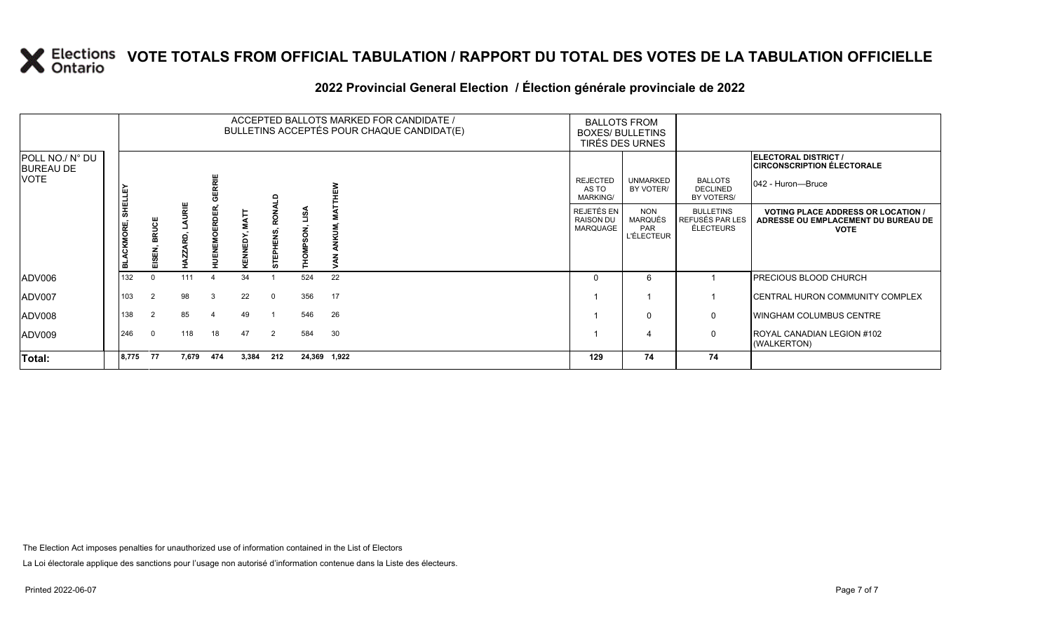# VOTE TOTALS FROM OFFICIAL TABULATION / RAPPORT DU TOTAL DES VOTES DE LA TABULATION OFFICIELLE

## 2022 Provincial General Election / Élection générale provinciale de 2022

| POLL NO./ N° DU BUREAU DE VOTE | ACCEPTED BALLOTS MARKED FOR CANDIDATE / BULLETINS ACCEPTÉS POUR CHAQUE CANDIDAT(E) | | | | | | | | BALLOTS FROM BOXES/ BULLETINS TIRÉS DES URNES | | | ELECTORAL DISTRICT / CIRCONSCRIPTION ÉLECTORALE 042 - Huron—Bruce |
|---|---|---|---|---|---|---|---|---|---|---|---|---|
| | BLACKMORE, SHELLEY | EISEN, BRUCE | HAZZARD, LAURIE | HUENEMOERDER, GERRIE | KENNEDY, MATT | STEPHENS, RONALD | THOMPSON, LISA | VAN ANKUM, MATTHEW | REJECTED AS TO MARKING/ REJETÉS EN RAISON DU MARQUAGE | UNMARKED BY VOTER/ NON MARQUÉS PAR L'ÉLECTEUR | BALLOTS DECLINED BY VOTERS/ BULLETINS REFUSÉS PAR LES ÉLECTEURS | VOTING PLACE ADDRESS OR LOCATION / ADRESSE OU EMPLACEMENT DU BUREAU DE VOTE |
| ADV006 | 132 | 0 | 111 | 4 | 34 | 1 | 524 | 22 | 0 | 6 | 1 | PRECIOUS BLOOD CHURCH |
| ADV007 | 103 | 2 | 98 | 3 | 22 | 0 | 356 | 17 | 1 | 1 | 1 | CENTRAL HURON COMMUNITY COMPLEX |
| ADV008 | 138 | 2 | 85 | 4 | 49 | 1 | 546 | 26 | 1 | 0 | 0 | WINGHAM COLUMBUS CENTRE |
| ADV009 | 246 | 0 | 118 | 18 | 47 | 2 | 584 | 30 | 1 | 4 | 0 | ROYAL CANADIAN LEGION #102 (WALKERTON) |
| **Total:** | **8,775** | **77** | **7,679** | **474** | **3,384** | **212** | **24,369** | **1,922** | **129** | **74** | **74** | |

The Election Act imposes penalties for unauthorized use of information contained in the List of Electors

La Loi électorale applique des sanctions pour l'usage non autorisé d'information contenue dans la Liste des électeurs.

Printed 2022-06-07